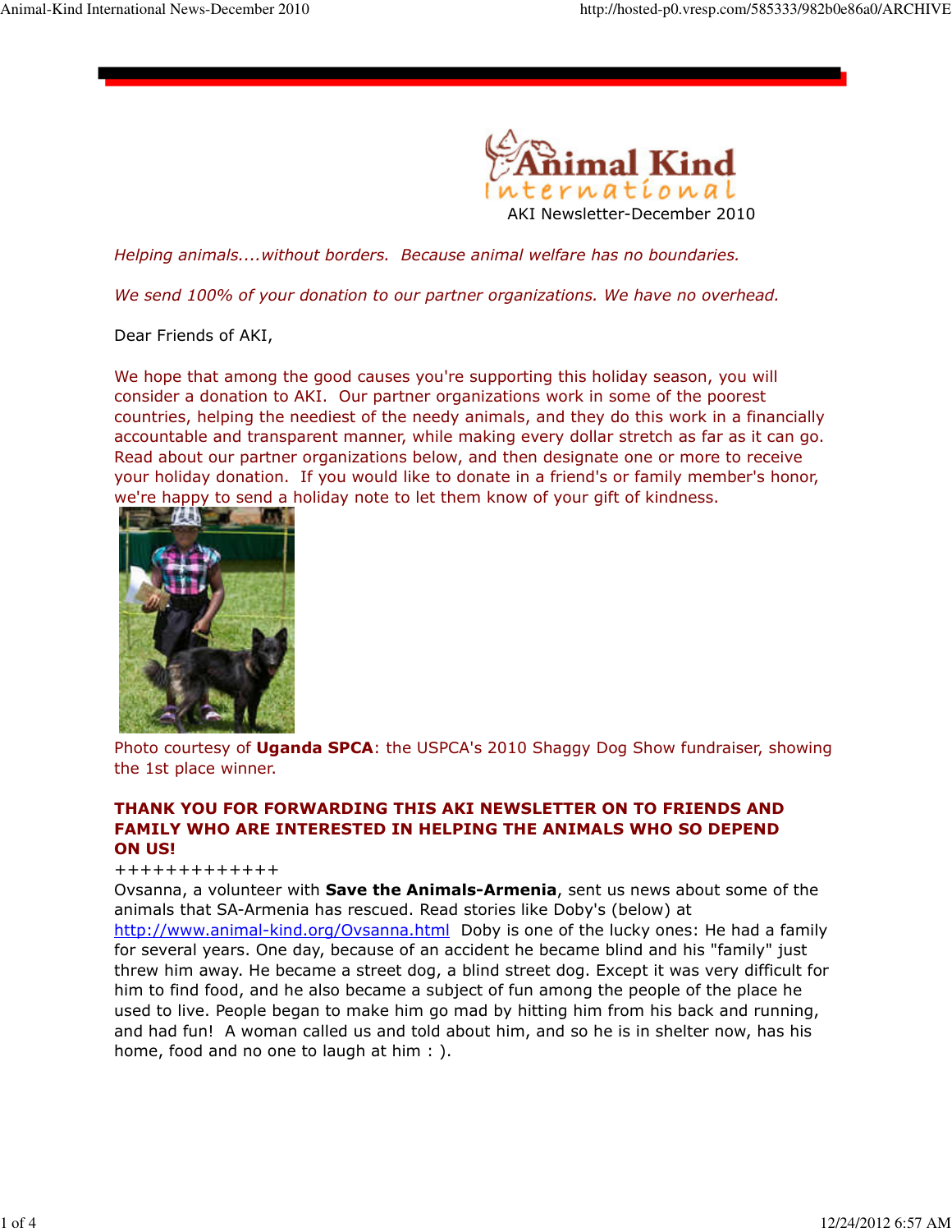# Animal Kind International

AKI Newsletter-December 2010

*Helping animals....without borders. Because animal welfare has no boundaries.*

*We send 100% of your donation to our partner organizations. We have no overhead.*

Dear Friends of AKI,

We hope that among the good causes you're supporting this holiday season, you will consider a donation to AKI. Our partner organizations work in some of the poorest countries, helping the neediest of the needy animals, and they do this work in a financially accountable and transparent manner, while making every dollar stretch as far as it can go. Read about our partner organizations below, and then designate one or more to receive your holiday donation. If you would like to donate in a friend's or family member's honor, we're happy to send a holiday note to let them know of your gift of kindness.

Photo courtesy of **Uganda SPCA**: the USPCA's 2010 Shaggy Dog Show fundraiser, showing the 1st place winner.

**THANK YOU FOR FORWARDING THIS AKI NEWSLETTER ON TO FRIENDS AND FAMILY WHO ARE INTERESTED IN HELPING THE ANIMALS WHO SO DEPEND ON US!**

+++++++++++++

Ovsanna, a volunteer with **Save the Animals-Armenia**, sent us news about some of the animals that SA-Armenia has rescued. Read stories like Doby's (below) at http://www.animal-kind.org/Ovsanna.html Doby is one of the lucky ones: He had a family for several years. One day, because of an accident he became blind and his "family" just threw him away. He became a street dog, a blind street dog. Except it was very difficult for him to find food, and he also became a subject of fun among the people of the place he used to live. People began to make him go mad by hitting him from his back and running, and had fun! A woman called us and told about him, and so he is in shelter now, has his home, food and no one to laugh at him : ).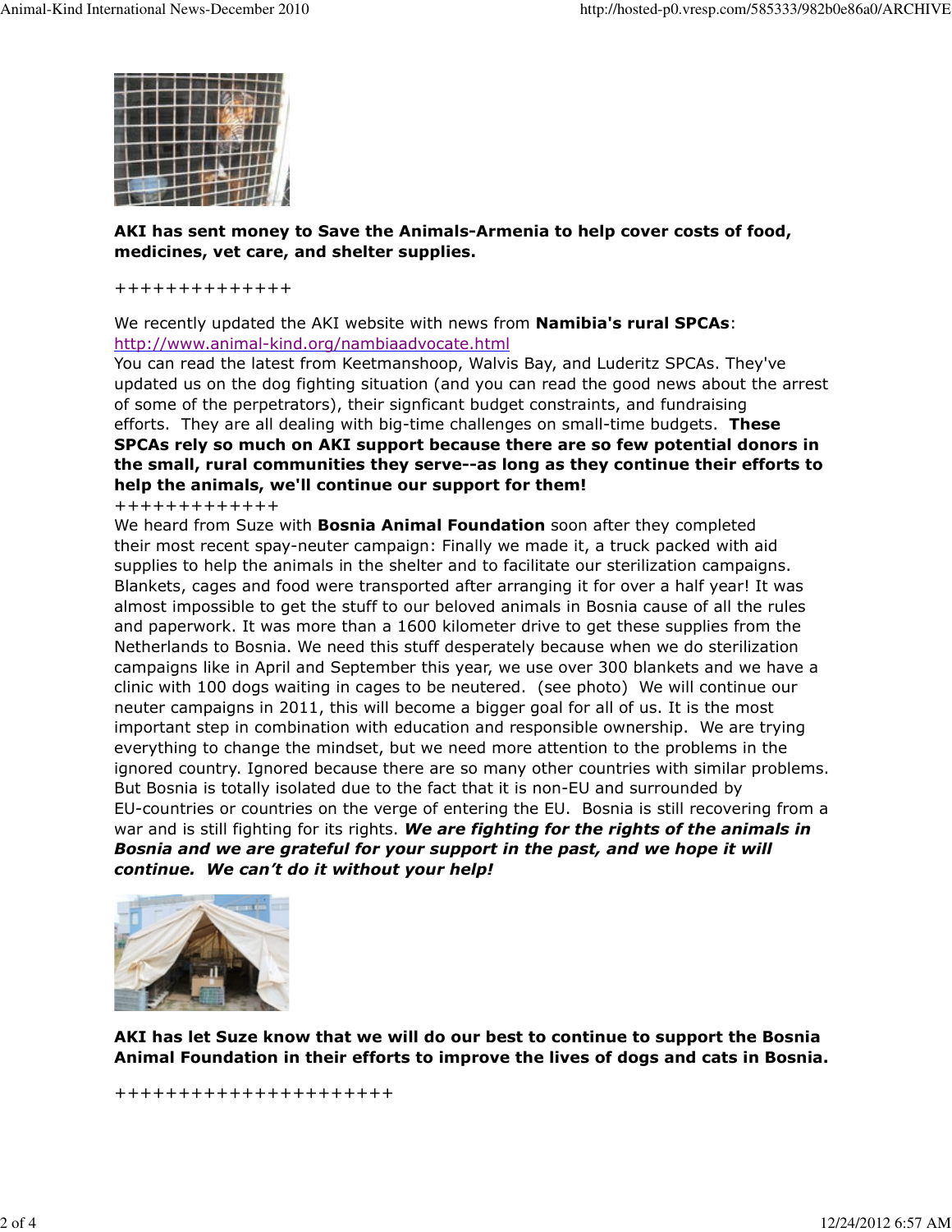**AKI has sent money to Save the Animals-Armenia to help cover costs of food, medicines, vet care, and shelter supplies.**

++++++++++++++

We recently updated the AKI website with news from **Namibia's rural SPCAs**: http://www.animal-kind.org/nambiaadvocate.html
You can read the latest from Keetmanshoop, Walvis Bay, and Luderitz SPCAs. They've updated us on the dog fighting situation (and you can read the good news about the arrest of some of the perpetrators), their signficant budget constraints, and fundraising efforts. They are all dealing with big-time challenges on small-time budgets. **These SPCAs rely so much on AKI support because there are so few potential donors in the small, rural communities they serve--as long as they continue their efforts to help the animals, we'll continue our support for them!**

+++++++++++++

We heard from Suze with **Bosnia Animal Foundation** soon after they completed their most recent spay-neuter campaign: Finally we made it, a truck packed with aid supplies to help the animals in the shelter and to facilitate our sterilization campaigns. Blankets, cages and food were transported after arranging it for over a half year! It was almost impossible to get the stuff to our beloved animals in Bosnia cause of all the rules and paperwork. It was more than a 1600 kilometer drive to get these supplies from the Netherlands to Bosnia. We need this stuff desperately because when we do sterilization campaigns like in April and September this year, we use over 300 blankets and we have a clinic with 100 dogs waiting in cages to be neutered. (see photo) We will continue our neuter campaigns in 2011, this will become a bigger goal for all of us. It is the most important step in combination with education and responsible ownership. We are trying everything to change the mindset, but we need more attention to the problems in the ignored country. Ignored because there are so many other countries with similar problems. But Bosnia is totally isolated due to the fact that it is non-EU and surrounded by EU-countries or countries on the verge of entering the EU. Bosnia is still recovering from a war and is still fighting for its rights. ***We are fighting for the rights of the animals in Bosnia and we are grateful for your support in the past, and we hope it will continue. We can't do it without your help!***

**AKI has let Suze know that we will do our best to continue to support the Bosnia Animal Foundation in their efforts to improve the lives of dogs and cats in Bosnia.**

+++++++++++++++++++++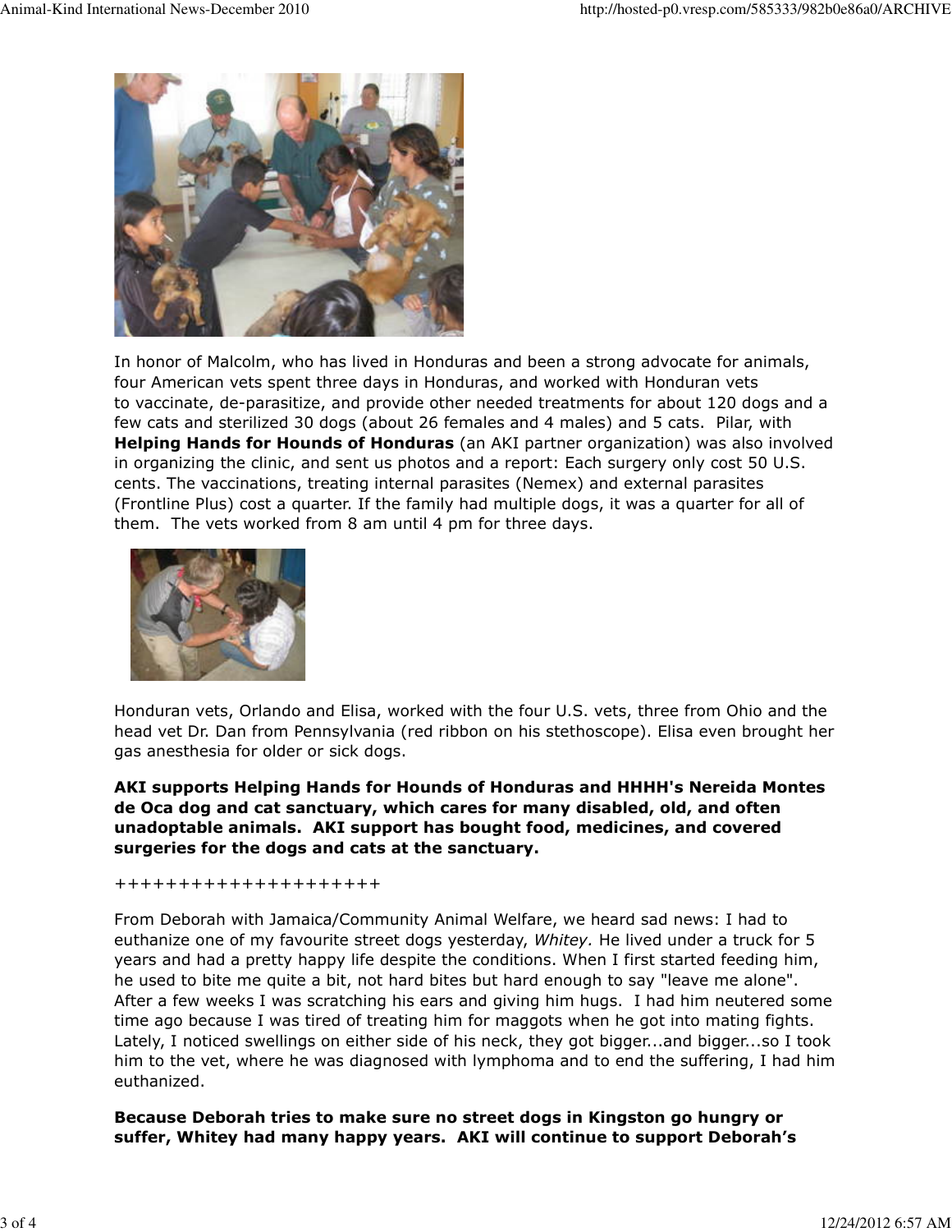In honor of Malcolm, who has lived in Honduras and been a strong advocate for animals, four American vets spent three days in Honduras, and worked with Honduran vets to vaccinate, de-parasitize, and provide other needed treatments for about 120 dogs and a few cats and sterilized 30 dogs (about 26 females and 4 males) and 5 cats. Pilar, with **Helping Hands for Hounds of Honduras** (an AKI partner organization) was also involved in organizing the clinic, and sent us photos and a report: Each surgery only cost 50 U.S. cents. The vaccinations, treating internal parasites (Nemex) and external parasites (Frontline Plus) cost a quarter. If the family had multiple dogs, it was a quarter for all of them. The vets worked from 8 am until 4 pm for three days.

Honduran vets, Orlando and Elisa, worked with the four U.S. vets, three from Ohio and the head vet Dr. Dan from Pennsylvania (red ribbon on his stethoscope). Elisa even brought her gas anesthesia for older or sick dogs.

**AKI supports Helping Hands for Hounds of Honduras and HHHH's Nereida Montes de Oca dog and cat sanctuary, which cares for many disabled, old, and often unadoptable animals. AKI support has bought food, medicines, and covered surgeries for the dogs and cats at the sanctuary.**

++++++++++++++++++++

From Deborah with Jamaica/Community Animal Welfare, we heard sad news: I had to euthanize one of my favourite street dogs yesterday, *Whitey.* He lived under a truck for 5 years and had a pretty happy life despite the conditions. When I first started feeding him, he used to bite me quite a bit, not hard bites but hard enough to say "leave me alone". After a few weeks I was scratching his ears and giving him hugs. I had him neutered some time ago because I was tired of treating him for maggots when he got into mating fights. Lately, I noticed swellings on either side of his neck, they got bigger...and bigger...so I took him to the vet, where he was diagnosed with lymphoma and to end the suffering, I had him euthanized.

**Because Deborah tries to make sure no street dogs in Kingston go hungry or suffer, Whitey had many happy years. AKI will continue to support Deborah's**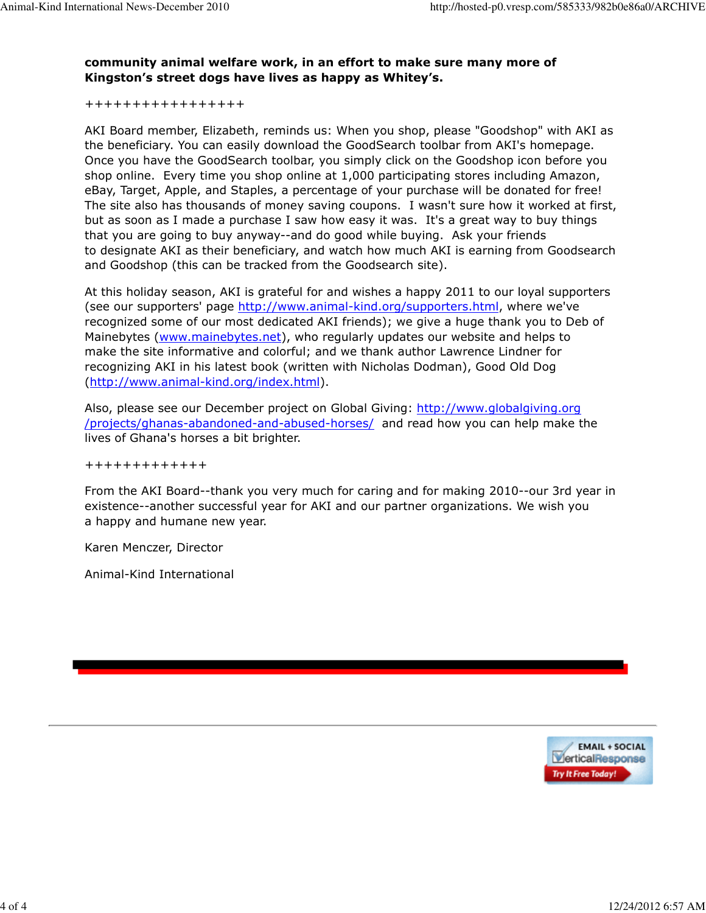**community animal welfare work, in an effort to make sure many more of Kingston's street dogs have lives as happy as Whitey's.**

+++++++++++++++++

AKI Board member, Elizabeth, reminds us: When you shop, please "Goodshop" with AKI as the beneficiary. You can easily download the GoodSearch toolbar from AKI's homepage. Once you have the GoodSearch toolbar, you simply click on the Goodshop icon before you shop online. Every time you shop online at 1,000 participating stores including Amazon, eBay, Target, Apple, and Staples, a percentage of your purchase will be donated for free! The site also has thousands of money saving coupons. I wasn't sure how it worked at first, but as soon as I made a purchase I saw how easy it was. It's a great way to buy things that you are going to buy anyway--and do good while buying. Ask your friends to designate AKI as their beneficiary, and watch how much AKI is earning from Goodsearch and Goodshop (this can be tracked from the Goodsearch site).

At this holiday season, AKI is grateful for and wishes a happy 2011 to our loyal supporters (see our supporters' page http://www.animal-kind.org/supporters.html, where we've recognized some of our most dedicated AKI friends); we give a huge thank you to Deb of Mainebytes (www.mainebytes.net), who regularly updates our website and helps to make the site informative and colorful; and we thank author Lawrence Lindner for recognizing AKI in his latest book (written with Nicholas Dodman), Good Old Dog (http://www.animal-kind.org/index.html).

Also, please see our December project on Global Giving: http://www.globalgiving.org/projects/ghanas-abandoned-and-abused-horses/ and read how you can help make the lives of Ghana's horses a bit brighter.

+++++++++++++

From the AKI Board--thank you very much for caring and for making 2010--our 3rd year in existence--another successful year for AKI and our partner organizations. We wish you a happy and humane new year.

Karen Menczer, Director

Animal-Kind International